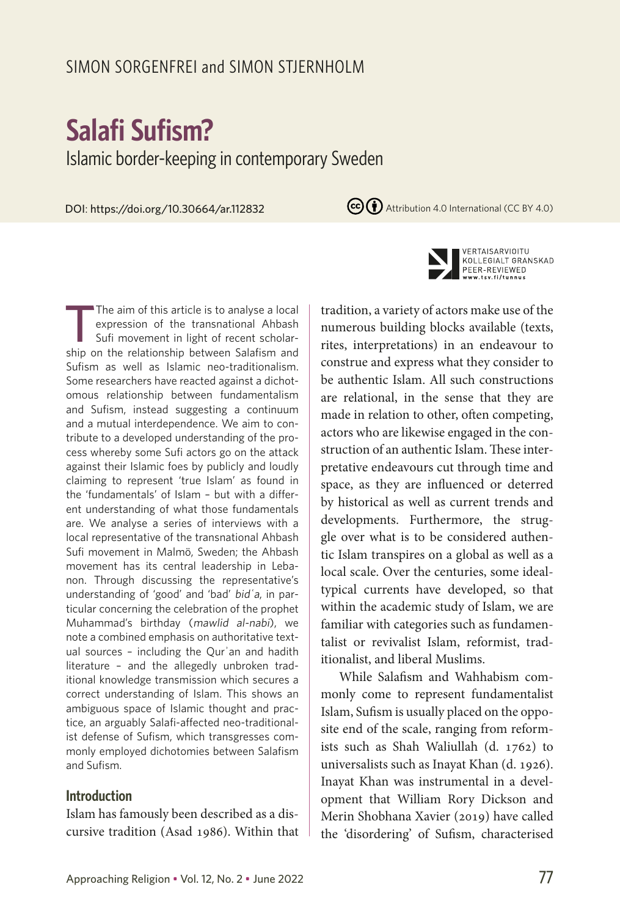SIMON SORGENFREI and SIMON STJERNHOLM

# Salafi Sufism?

## Islamic border-keeping in contemporary Sweden

DOI: https://doi.org/10.30664/ar.112832

Attribution 4.0 International (CC BY 4.0)

VERTAISARVIOITU KOLLEGIALT GRANSKAD PEER-REVIEWED www.tsv.fi/tunnus

The aim of this article is to analyse a local expression of the transnational Ahbash Sufi movement in light of recent scholarship on the relationship between Salafism and Sufism as well as Islamic neo-traditionalism. Some researchers have reacted against a dichotomous relationship between fundamentalism and Sufism, instead suggesting a continuum and a mutual interdependence. We aim to contribute to a developed understanding of the process whereby some Sufi actors go on the attack against their Islamic foes by publicly and loudly claiming to represent 'true Islam' as found in the 'fundamentals' of Islam – but with a different understanding of what those fundamentals are. We analyse a series of interviews with a local representative of the transnational Ahbash Sufi movement in Malmö, Sweden; the Ahbash movement has its central leadership in Lebanon. Through discussing the representative's understanding of 'good' and 'bad' *bidʿa*, in particular concerning the celebration of the prophet Muhammad's birthday (*mawlid al-nabi*), we note a combined emphasis on authoritative textual sources – including the Qurʾan and hadith literature – and the allegedly unbroken traditional knowledge transmission which secures a correct understanding of Islam. This shows an ambiguous space of Islamic thought and practice, an arguably Salafi-affected neo-traditionalist defense of Sufism, which transgresses commonly employed dichotomies between Salafism and Sufism.

### Introduction

Islam has famously been described as a discursive tradition (Asad 1986). Within that tradition, a variety of actors make use of the numerous building blocks available (texts, rites, interpretations) in an endeavour to construe and express what they consider to be authentic Islam. All such constructions are relational, in the sense that they are made in relation to other, often competing, actors who are likewise engaged in the construction of an authentic Islam. These interpretative endeavours cut through time and space, as they are influenced or deterred by historical as well as current trends and developments. Furthermore, the struggle over what is to be considered authentic Islam transpires on a global as well as a local scale. Over the centuries, some ideal-typical currents have developed, so that within the academic study of Islam, we are familiar with categories such as fundamentalist or revivalist Islam, reformist, traditionalist, and liberal Muslims.

While Salafism and Wahhabism commonly come to represent fundamentalist Islam, Sufism is usually placed on the opposite end of the scale, ranging from reformists such as Shah Waliullah (d. 1762) to universalists such as Inayat Khan (d. 1926). Inayat Khan was instrumental in a development that William Rory Dickson and Merin Shobhana Xavier (2019) have called the 'disordering' of Sufism, characterised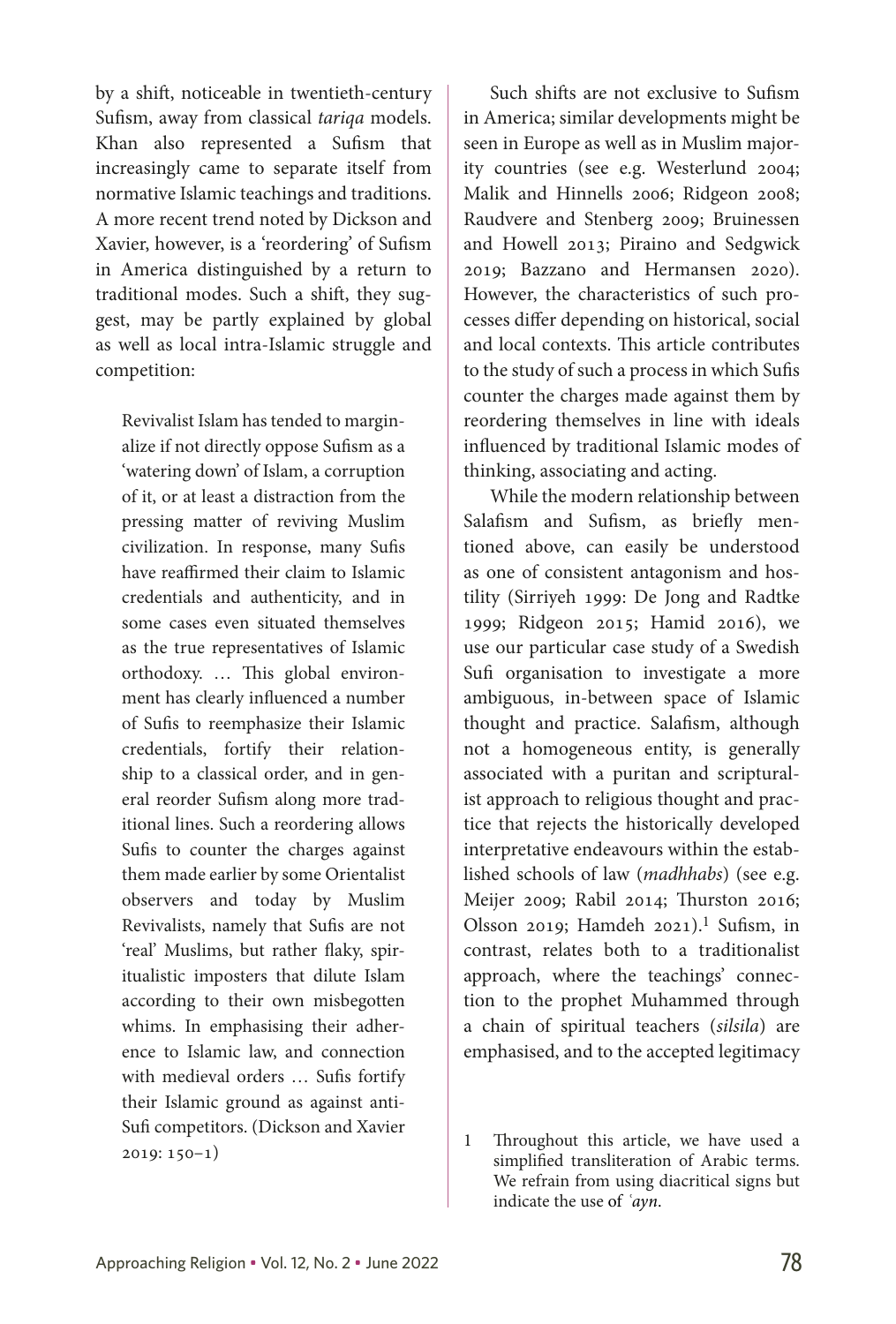by a shift, noticeable in twentieth-century Sufism, away from classical *tariqa* models. Khan also represented a Sufism that increasingly came to separate itself from normative Islamic teachings and traditions. A more recent trend noted by Dickson and Xavier, however, is a 'reordering' of Sufism in America distinguished by a return to traditional modes. Such a shift, they suggest, may be partly explained by global as well as local intra-Islamic struggle and competition:

> Revivalist Islam has tended to marginalize if not directly oppose Sufism as a 'watering down' of Islam, a corruption of it, or at least a distraction from the pressing matter of reviving Muslim civilization. In response, many Sufis have reaffirmed their claim to Islamic credentials and authenticity, and in some cases even situated themselves as the true representatives of Islamic orthodoxy. … This global environment has clearly influenced a number of Sufis to reemphasize their Islamic credentials, fortify their relationship to a classical order, and in general reorder Sufism along more traditional lines. Such a reordering allows Sufis to counter the charges against them made earlier by some Orientalist observers and today by Muslim Revivalists, namely that Sufis are not 'real' Muslims, but rather flaky, spiritualistic imposters that dilute Islam according to their own misbegotten whims. In emphasising their adherence to Islamic law, and connection with medieval orders … Sufis fortify their Islamic ground as against anti-Sufi competitors. (Dickson and Xavier 2019: 150–1)

Such shifts are not exclusive to Sufism in America; similar developments might be seen in Europe as well as in Muslim majority countries (see e.g. Westerlund 2004; Malik and Hinnells 2006; Ridgeon 2008; Raudvere and Stenberg 2009; Bruinessen and Howell 2013; Piraino and Sedgwick 2019; Bazzano and Hermansen 2020). However, the characteristics of such processes differ depending on historical, social and local contexts. This article contributes to the study of such a process in which Sufis counter the charges made against them by reordering themselves in line with ideals influenced by traditional Islamic modes of thinking, associating and acting.

While the modern relationship between Salafism and Sufism, as briefly mentioned above, can easily be understood as one of consistent antagonism and hostility (Sirriyeh 1999: De Jong and Radtke 1999; Ridgeon 2015; Hamid 2016), we use our particular case study of a Swedish Sufi organisation to investigate a more ambiguous, in-between space of Islamic thought and practice. Salafism, although not a homogeneous entity, is generally associated with a puritan and scripturalist approach to religious thought and practice that rejects the historically developed interpretative endeavours within the established schools of law (*madhhabs*) (see e.g. Meijer 2009; Rabil 2014; Thurston 2016; Olsson 2019; Hamdeh 2021).[1] Sufism, in contrast, relates both to a traditionalist approach, where the teachings' connection to the prophet Muhammed through a chain of spiritual teachers (*silsila*) are emphasised, and to the accepted legitimacy

1 Throughout this article, we have used a simplified transliteration of Arabic terms. We refrain from using diacritical signs but indicate the use of *ʿayn*.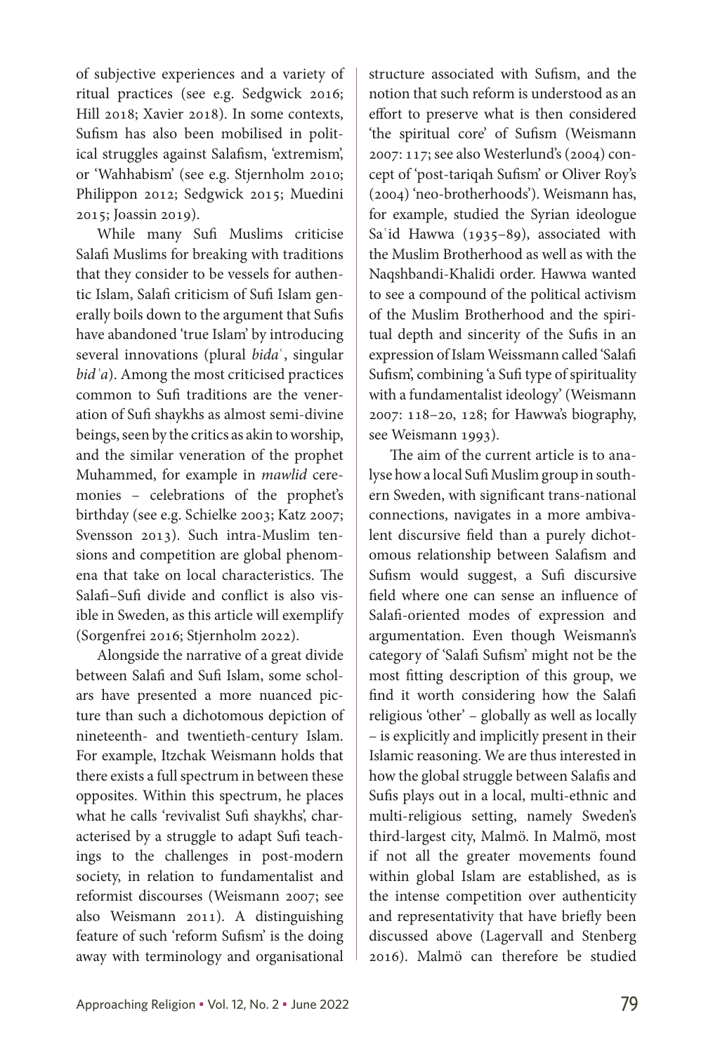of subjective experiences and a variety of ritual practices (see e.g. Sedgwick 2016; Hill 2018; Xavier 2018). In some contexts, Sufism has also been mobilised in political struggles against Salafism, 'extremism', or 'Wahhabism' (see e.g. Stjernholm 2010; Philippon 2012; Sedgwick 2015; Muedini 2015; Joassin 2019).

While many Sufi Muslims criticise Salafi Muslims for breaking with traditions that they consider to be vessels for authentic Islam, Salafi criticism of Sufi Islam generally boils down to the argument that Sufis have abandoned 'true Islam' by introducing several innovations (plural *bidaʿ*, singular *bidʿa*). Among the most criticised practices common to Sufi traditions are the veneration of Sufi shaykhs as almost semi-divine beings, seen by the critics as akin to worship, and the similar veneration of the prophet Muhammed, for example in *mawlid* ceremonies – celebrations of the prophet's birthday (see e.g. Schielke 2003; Katz 2007; Svensson 2013). Such intra-Muslim tensions and competition are global phenomena that take on local characteristics. The Salafi–Sufi divide and conflict is also visible in Sweden, as this article will exemplify (Sorgenfrei 2016; Stjernholm 2022).

Alongside the narrative of a great divide between Salafi and Sufi Islam, some scholars have presented a more nuanced picture than such a dichotomous depiction of nineteenth- and twentieth-century Islam. For example, Itzchak Weismann holds that there exists a full spectrum in between these opposites. Within this spectrum, he places what he calls 'revivalist Sufi shaykhs', characterised by a struggle to adapt Sufi teachings to the challenges in post-modern society, in relation to fundamentalist and reformist discourses (Weismann 2007; see also Weismann 2011). A distinguishing feature of such 'reform Sufism' is the doing away with terminology and organisational structure associated with Sufism, and the notion that such reform is understood as an effort to preserve what is then considered 'the spiritual core' of Sufism (Weismann 2007: 117; see also Westerlund's (2004) concept of 'post-tariqah Sufism' or Oliver Roy's (2004) 'neo-brotherhoods'). Weismann has, for example, studied the Syrian ideologue Saʿid Hawwa (1935–89), associated with the Muslim Brotherhood as well as with the Naqshbandi-Khalidi order. Hawwa wanted to see a compound of the political activism of the Muslim Brotherhood and the spiritual depth and sincerity of the Sufis in an expression of Islam Weissmann called 'Salafi Sufism', combining 'a Sufi type of spirituality with a fundamentalist ideology' (Weismann 2007: 118–20, 128; for Hawwa's biography, see Weismann 1993).

The aim of the current article is to analyse how a local Sufi Muslim group in southern Sweden, with significant trans-national connections, navigates in a more ambivalent discursive field than a purely dichotomous relationship between Salafism and Sufism would suggest, a Sufi discursive field where one can sense an influence of Salafi-oriented modes of expression and argumentation. Even though Weismann's category of 'Salafi Sufism' might not be the most fitting description of this group, we find it worth considering how the Salafi religious 'other' – globally as well as locally – is explicitly and implicitly present in their Islamic reasoning. We are thus interested in how the global struggle between Salafis and Sufis plays out in a local, multi-ethnic and multi-religious setting, namely Sweden's third-largest city, Malmö. In Malmö, most if not all the greater movements found within global Islam are established, as is the intense competition over authenticity and representativity that have briefly been discussed above (Lagervall and Stenberg 2016). Malmö can therefore be studied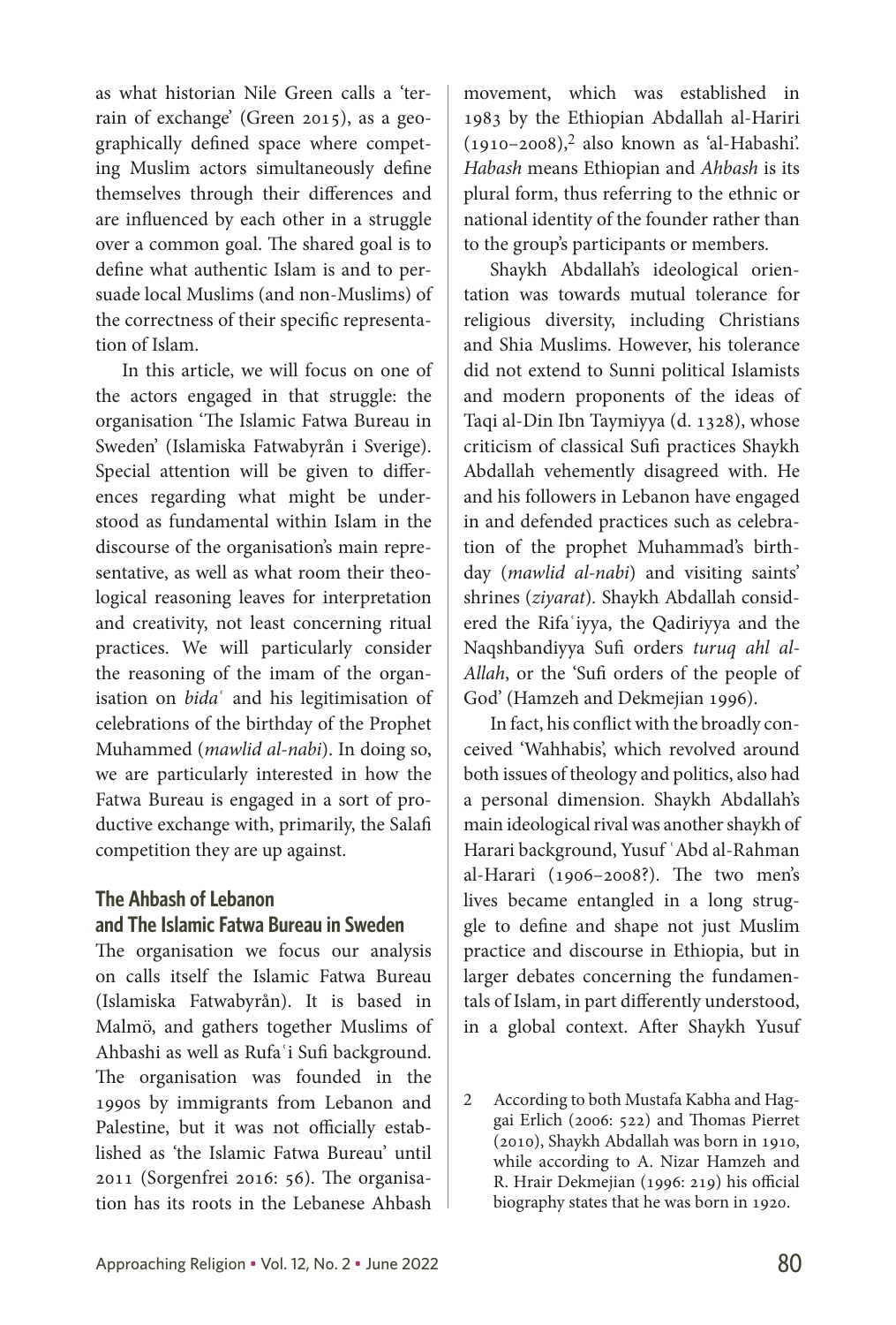as what historian Nile Green calls a 'terrain of exchange' (Green 2015), as a geographically defined space where competing Muslim actors simultaneously define themselves through their differences and are influenced by each other in a struggle over a common goal. The shared goal is to define what authentic Islam is and to persuade local Muslims (and non-Muslims) of the correctness of their specific representation of Islam.

In this article, we will focus on one of the actors engaged in that struggle: the organisation 'The Islamic Fatwa Bureau in Sweden' (Islamiska Fatwabyrån i Sverige). Special attention will be given to differences regarding what might be understood as fundamental within Islam in the discourse of the organisation's main representative, as well as what room their theological reasoning leaves for interpretation and creativity, not least concerning ritual practices. We will particularly consider the reasoning of the imam of the organisation on *bidaʿ* and his legitimisation of celebrations of the birthday of the Prophet Muhammed (*mawlid al-nabi*). In doing so, we are particularly interested in how the Fatwa Bureau is engaged in a sort of productive exchange with, primarily, the Salafi competition they are up against.

## The Ahbash of Lebanon and The Islamic Fatwa Bureau in Sweden

The organisation we focus our analysis on calls itself the Islamic Fatwa Bureau (Islamiska Fatwabyrån). It is based in Malmö, and gathers together Muslims of Ahbashi as well as Rufaʿi Sufi background. The organisation was founded in the 1990s by immigrants from Lebanon and Palestine, but it was not officially established as 'the Islamic Fatwa Bureau' until 2011 (Sorgenfrei 2016: 56). The organisation has its roots in the Lebanese Ahbash movement, which was established in 1983 by the Ethiopian Abdallah al-Hariri (1910–2008),[2] also known as 'al-Habashi'. *Habash* means Ethiopian and *Ahbash* is its plural form, thus referring to the ethnic or national identity of the founder rather than to the group's participants or members.

Shaykh Abdallah's ideological orientation was towards mutual tolerance for religious diversity, including Christians and Shia Muslims. However, his tolerance did not extend to Sunni political Islamists and modern proponents of the ideas of Taqi al-Din Ibn Taymiyya (d. 1328), whose criticism of classical Sufi practices Shaykh Abdallah vehemently disagreed with. He and his followers in Lebanon have engaged in and defended practices such as celebration of the prophet Muhammad's birthday (*mawlid al-nabi*) and visiting saints' shrines (*ziyarat*). Shaykh Abdallah considered the Rifaʿiyya, the Qadiriyya and the Naqshbandiyya Sufi orders *turuq ahl al-Allah*, or the 'Sufi orders of the people of God' (Hamzeh and Dekmejian 1996).

In fact, his conflict with the broadly conceived 'Wahhabis', which revolved around both issues of theology and politics, also had a personal dimension. Shaykh Abdallah's main ideological rival was another shaykh of Harari background, Yusuf ʿAbd al-Rahman al-Harari (1906–2008?). The two men's lives became entangled in a long struggle to define and shape not just Muslim practice and discourse in Ethiopia, but in larger debates concerning the fundamentals of Islam, in part differently understood, in a global context. After Shaykh Yusuf

2 According to both Mustafa Kabha and Haggai Erlich (2006: 522) and Thomas Pierret (2010), Shaykh Abdallah was born in 1910, while according to A. Nizar Hamzeh and R. Hrair Dekmejian (1996: 219) his official biography states that he was born in 1920.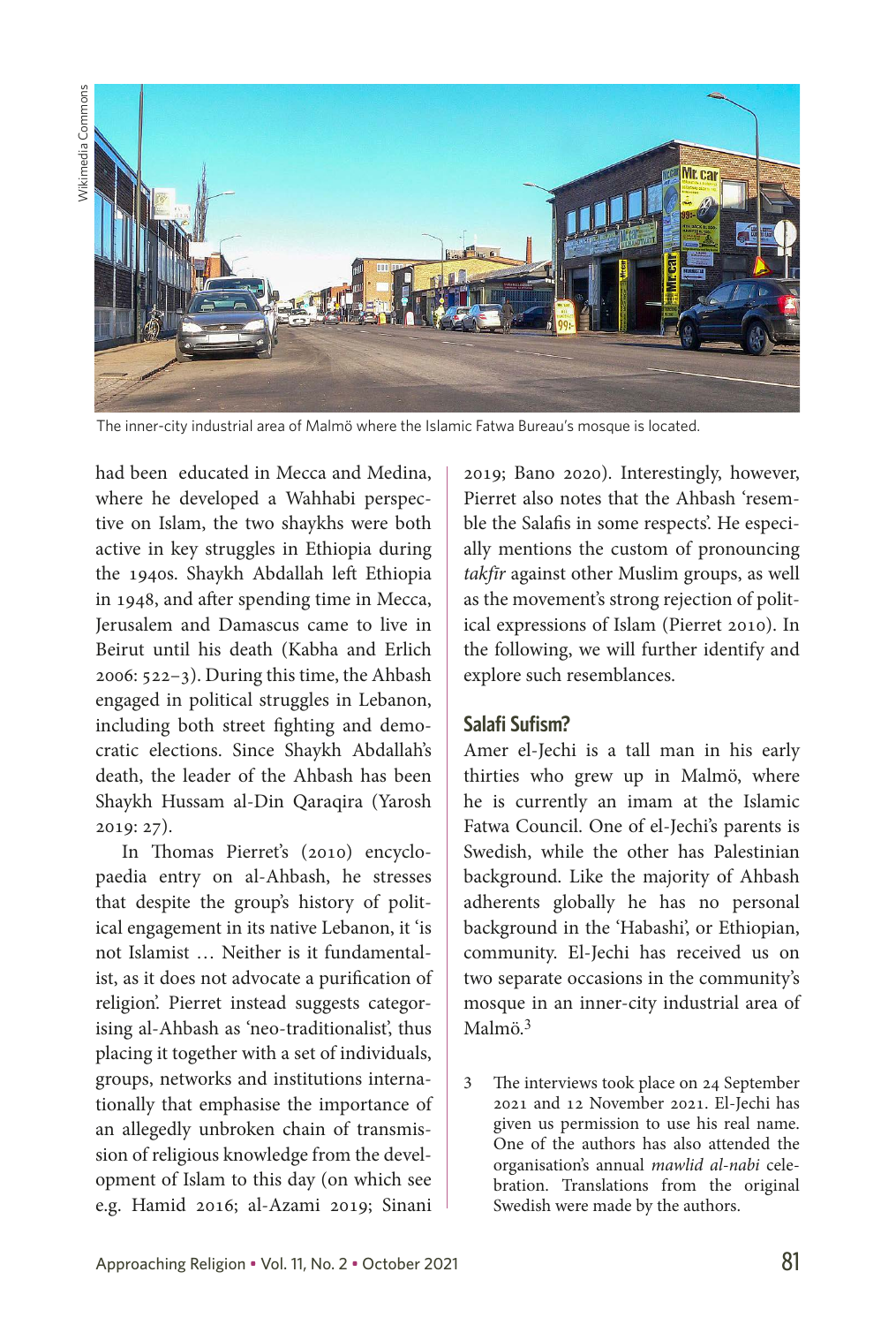The inner-city industrial area of Malmö where the Islamic Fatwa Bureau's mosque is located.

had been educated in Mecca and Medina, where he developed a Wahhabi perspective on Islam, the two shaykhs were both active in key struggles in Ethiopia during the 1940s. Shaykh Abdallah left Ethiopia in 1948, and after spending time in Mecca, Jerusalem and Damascus came to live in Beirut until his death (Kabha and Erlich 2006: 522–3). During this time, the Ahbash engaged in political struggles in Lebanon, including both street fighting and democratic elections. Since Shaykh Abdallah's death, the leader of the Ahbash has been Shaykh Hussam al-Din Qaraqira (Yarosh 2019: 27).

In Thomas Pierret's (2010) encyclopaedia entry on al-Ahbash, he stresses that despite the group's history of political engagement in its native Lebanon, it 'is not Islamist … Neither is it fundamentalist, as it does not advocate a purification of religion'. Pierret instead suggests categorising al-Ahbash as 'neo-traditionalist', thus placing it together with a set of individuals, groups, networks and institutions internationally that emphasise the importance of an allegedly unbroken chain of transmission of religious knowledge from the development of Islam to this day (on which see e.g. Hamid 2016; al-Azami 2019; Sinani 2019; Bano 2020). Interestingly, however, Pierret also notes that the Ahbash 'resemble the Salafis in some respects'. He especially mentions the custom of pronouncing *takfīr* against other Muslim groups, as well as the movement's strong rejection of political expressions of Islam (Pierret 2010). In the following, we will further identify and explore such resemblances.

## Salafi Sufism?

Amer el-Jechi is a tall man in his early thirties who grew up in Malmö, where he is currently an imam at the Islamic Fatwa Council. One of el-Jechi's parents is Swedish, while the other has Palestinian background. Like the majority of Ahbash adherents globally he has no personal background in the 'Habashi', or Ethiopian, community. El-Jechi has received us on two separate occasions in the community's mosque in an inner-city industrial area of Malmö.[3]

3 The interviews took place on 24 September 2021 and 12 November 2021. El-Jechi has given us permission to use his real name. One of the authors has also attended the organisation's annual *mawlid al-nabi* celebration. Translations from the original Swedish were made by the authors.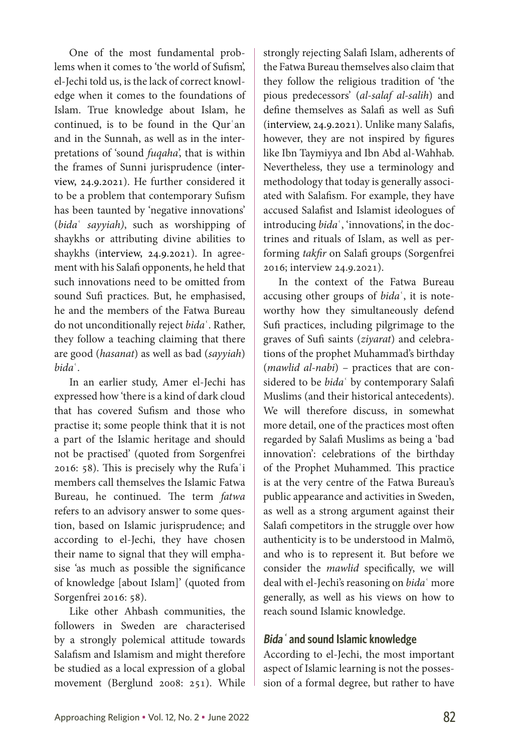One of the most fundamental problems when it comes to 'the world of Sufism', el-Jechi told us, is the lack of correct knowledge when it comes to the foundations of Islam. True knowledge about Islam, he continued, is to be found in the Qurʿan and in the Sunnah, as well as in the interpretations of 'sound *fuqaha*', that is within the frames of Sunni jurisprudence (interview, 24.9.2021). He further considered it to be a problem that contemporary Sufism has been taunted by 'negative innovations' (*bidaʿ sayyiah)*, such as worshipping of shaykhs or attributing divine abilities to shaykhs (interview, 24.9.2021). In agreement with his Salafi opponents, he held that such innovations need to be omitted from sound Sufi practices. But, he emphasised, he and the members of the Fatwa Bureau do not unconditionally reject *bidaʿ*. Rather, they follow a teaching claiming that there are good (*hasanat*) as well as bad (*sayyiah*) *bidaʿ*.

In an earlier study, Amer el-Jechi has expressed how 'there is a kind of dark cloud that has covered Sufism and those who practise it; some people think that it is not a part of the Islamic heritage and should not be practised' (quoted from Sorgenfrei 2016: 58). This is precisely why the Rufaʿi members call themselves the Islamic Fatwa Bureau, he continued. The term *fatwa* refers to an advisory answer to some question, based on Islamic jurisprudence; and according to el-Jechi, they have chosen their name to signal that they will emphasise 'as much as possible the significance of knowledge [about Islam]' (quoted from Sorgenfrei 2016: 58).

Like other Ahbash communities, the followers in Sweden are characterised by a strongly polemical attitude towards Salafism and Islamism and might therefore be studied as a local expression of a global movement (Berglund 2008: 251). While strongly rejecting Salafi Islam, adherents of the Fatwa Bureau themselves also claim that they follow the religious tradition of 'the pious predecessors' (*al-salaf al-salih*) and define themselves as Salafi as well as Sufi (interview, 24.9.2021). Unlike many Salafis, however, they are not inspired by figures like Ibn Taymiyya and Ibn Abd al-Wahhab. Nevertheless, they use a terminology and methodology that today is generally associated with Salafism. For example, they have accused Salafist and Islamist ideologues of introducing *bidaʿ*, 'innovations', in the doctrines and rituals of Islam, as well as performing *takfir* on Salafi groups (Sorgenfrei 2016; interview 24.9.2021).

In the context of the Fatwa Bureau accusing other groups of *bidaʿ*, it is noteworthy how they simultaneously defend Sufi practices, including pilgrimage to the graves of Sufi saints (*ziyarat*) and celebrations of the prophet Muhammad's birthday (*mawlid al-nabi*) – practices that are considered to be *bidaʿ* by contemporary Salafi Muslims (and their historical antecedents). We will therefore discuss, in somewhat more detail, one of the practices most often regarded by Salafi Muslims as being a 'bad innovation': celebrations of the birthday of the Prophet Muhammed. This practice is at the very centre of the Fatwa Bureau's public appearance and activities in Sweden, as well as a strong argument against their Salafi competitors in the struggle over how authenticity is to be understood in Malmö, and who is to represent it. But before we consider the *mawlid* specifically, we will deal with el-Jechi's reasoning on *bidaʿ* more generally, as well as his views on how to reach sound Islamic knowledge.

## *Bidaʿ* and sound Islamic knowledge

According to el-Jechi, the most important aspect of Islamic learning is not the possession of a formal degree, but rather to have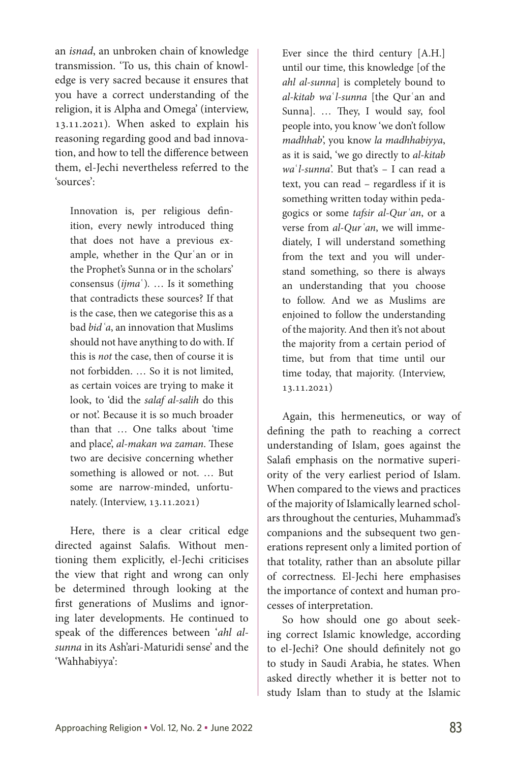an *isnad*, an unbroken chain of knowledge transmission. 'To us, this chain of knowledge is very sacred because it ensures that you have a correct understanding of the religion, it is Alpha and Omega' (interview, 13.11.2021). When asked to explain his reasoning regarding good and bad innovation, and how to tell the difference between them, el-Jechi nevertheless referred to the 'sources':

> Innovation is, per religious definition, every newly introduced thing that does not have a previous example, whether in the Qurʿan or in the Prophet's Sunna or in the scholars' consensus (*ijmaʿ*). … Is it something that contradicts these sources? If that is the case, then we categorise this as a bad *bidʿa*, an innovation that Muslims should not have anything to do with. If this is *not* the case, then of course it is not forbidden. … So it is not limited, as certain voices are trying to make it look, to 'did the *salaf al-salih* do this or not'. Because it is so much broader than that … One talks about 'time and place', *al-makan wa zaman*. These two are decisive concerning whether something is allowed or not. … But some are narrow-minded, unfortunately. (Interview, 13.11.2021)

Here, there is a clear critical edge directed against Salafis. Without mentioning them explicitly, el-Jechi criticises the view that right and wrong can only be determined through looking at the first generations of Muslims and ignoring later developments. He continued to speak of the differences between '*ahl al-sunna* in its Ash'ari-Maturidi sense' and the 'Wahhabiyya':

> Ever since the third century [A.H.] until our time, this knowledge [of the *ahl al-sunna*] is completely bound to *al-kitab waʿl-sunna* [the Qurʿan and Sunna]. … They, I would say, fool people into, you know 'we don't follow *madhhab*', you know *la madhhabiyya*, as it is said, 'we go directly to *al-kitab waʿl-sunna*'. But that's – I can read a text, you can read – regardless if it is something written today within pedagogics or some *tafsir al-Qurʿan*, or a verse from *al-Qurʿan*, we will immediately, I will understand something from the text and you will understand something, so there is always an understanding that you choose to follow. And we as Muslims are enjoined to follow the understanding of the majority. And then it's not about the majority from a certain period of time, but from that time until our time today, that majority. (Interview, 13.11.2021)

Again, this hermeneutics, or way of defining the path to reaching a correct understanding of Islam, goes against the Salafi emphasis on the normative superiority of the very earliest period of Islam. When compared to the views and practices of the majority of Islamically learned scholars throughout the centuries, Muhammad's companions and the subsequent two generations represent only a limited portion of that totality, rather than an absolute pillar of correctness. El-Jechi here emphasises the importance of context and human processes of interpretation.

So how should one go about seeking correct Islamic knowledge, according to el-Jechi? One should definitely not go to study in Saudi Arabia, he states. When asked directly whether it is better not to study Islam than to study at the Islamic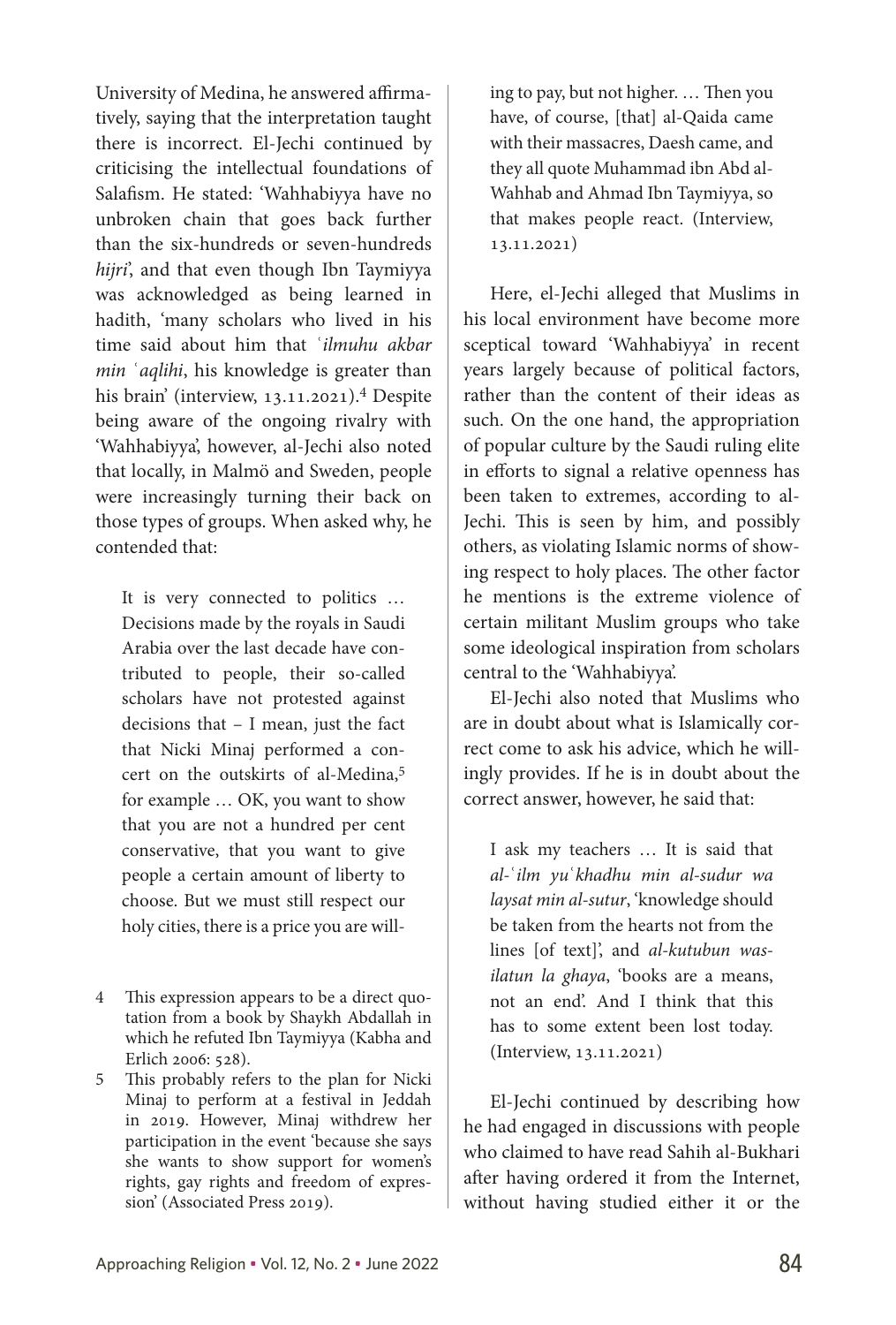University of Medina, he answered affirmatively, saying that the interpretation taught there is incorrect. El-Jechi continued by criticising the intellectual foundations of Salafism. He stated: 'Wahhabiyya have no unbroken chain that goes back further than the six-hundreds or seven-hundreds *hijri*', and that even though Ibn Taymiyya was acknowledged as being learned in hadith, 'many scholars who lived in his time said about him that *ʿilmuhu akbar min ʿaqlihi*, his knowledge is greater than his brain' (interview, 13.11.2021).[4] Despite being aware of the ongoing rivalry with 'Wahhabiyya', however, al-Jechi also noted that locally, in Malmö and Sweden, people were increasingly turning their back on those types of groups. When asked why, he contended that:

> It is very connected to politics … Decisions made by the royals in Saudi Arabia over the last decade have contributed to people, their so-called scholars have not protested against decisions that – I mean, just the fact that Nicki Minaj performed a concert on the outskirts of al-Medina,[5] for example … OK, you want to show that you are not a hundred per cent conservative, that you want to give people a certain amount of liberty to choose. But we must still respect our holy cities, there is a price you are willing to pay, but not higher. … Then you have, of course, [that] al-Qaida came with their massacres, Daesh came, and they all quote Muhammad ibn Abd al-Wahhab and Ahmad Ibn Taymiyya, so that makes people react. (Interview, 13.11.2021)

Here, el-Jechi alleged that Muslims in his local environment have become more sceptical toward 'Wahhabiyya' in recent years largely because of political factors, rather than the content of their ideas as such. On the one hand, the appropriation of popular culture by the Saudi ruling elite in efforts to signal a relative openness has been taken to extremes, according to al-Jechi. This is seen by him, and possibly others, as violating Islamic norms of showing respect to holy places. The other factor he mentions is the extreme violence of certain militant Muslim groups who take some ideological inspiration from scholars central to the 'Wahhabiyya'.

El-Jechi also noted that Muslims who are in doubt about what is Islamically correct come to ask his advice, which he willingly provides. If he is in doubt about the correct answer, however, he said that:

> I ask my teachers … It is said that *al-ʿilm yuʿkhadhu min al-sudur wa laysat min al-sutur*, 'knowledge should be taken from the hearts not from the lines [of text]', and *al-kutubun wasilatun la ghaya*, 'books are a means, not an end'. And I think that this has to some extent been lost today. (Interview, 13.11.2021)

El-Jechi continued by describing how he had engaged in discussions with people who claimed to have read Sahih al-Bukhari after having ordered it from the Internet, without having studied either it or the

---

4 This expression appears to be a direct quotation from a book by Shaykh Abdallah in which he refuted Ibn Taymiyya (Kabha and Erlich 2006: 528).

5 This probably refers to the plan for Nicki Minaj to perform at a festival in Jeddah in 2019. However, Minaj withdrew her participation in the event 'because she says she wants to show support for women's rights, gay rights and freedom of expression' (Associated Press 2019).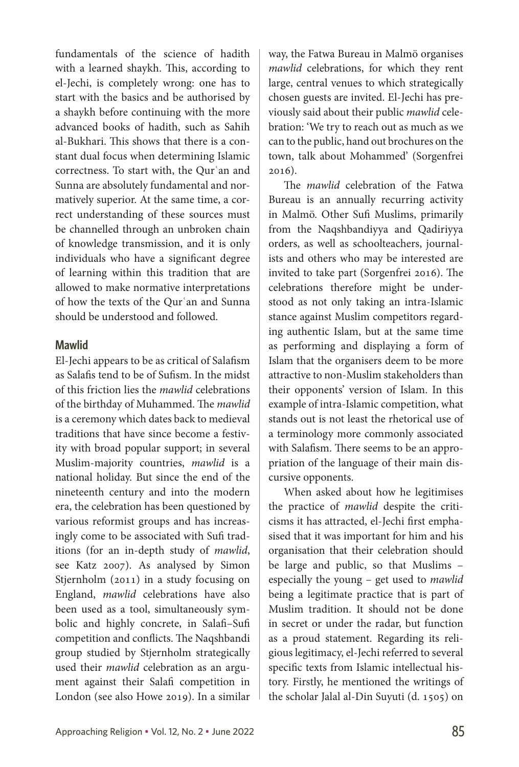fundamentals of the science of hadith with a learned shaykh. This, according to el-Jechi, is completely wrong: one has to start with the basics and be authorised by a shaykh before continuing with the more advanced books of hadith, such as Sahih al-Bukhari. This shows that there is a constant dual focus when determining Islamic correctness. To start with, the Qurʿan and Sunna are absolutely fundamental and normatively superior. At the same time, a correct understanding of these sources must be channelled through an unbroken chain of knowledge transmission, and it is only individuals who have a significant degree of learning within this tradition that are allowed to make normative interpretations of how the texts of the Qurʿan and Sunna should be understood and followed.

## Mawlid

El-Jechi appears to be as critical of Salafism as Salafis tend to be of Sufism. In the midst of this friction lies the *mawlid* celebrations of the birthday of Muhammed. The *mawlid* is a ceremony which dates back to medieval traditions that have since become a festivity with broad popular support; in several Muslim-majority countries, *mawlid* is a national holiday. But since the end of the nineteenth century and into the modern era, the celebration has been questioned by various reformist groups and has increasingly come to be associated with Sufi traditions (for an in-depth study of *mawlid*, see Katz 2007). As analysed by Simon Stjernholm (2011) in a study focusing on England, *mawlid* celebrations have also been used as a tool, simultaneously symbolic and highly concrete, in Salafi–Sufi competition and conflicts. The Naqshbandi group studied by Stjernholm strategically used their *mawlid* celebration as an argument against their Salafi competition in London (see also Howe 2019). In a similar way, the Fatwa Bureau in Malmö organises *mawlid* celebrations, for which they rent large, central venues to which strategically chosen guests are invited. El-Jechi has previously said about their public *mawlid* celebration: 'We try to reach out as much as we can to the public, hand out brochures on the town, talk about Mohammed' (Sorgenfrei 2016).

The *mawlid* celebration of the Fatwa Bureau is an annually recurring activity in Malmö. Other Sufi Muslims, primarily from the Naqshbandiyya and Qadiriyya orders, as well as schoolteachers, journalists and others who may be interested are invited to take part (Sorgenfrei 2016). The celebrations therefore might be understood as not only taking an intra-Islamic stance against Muslim competitors regarding authentic Islam, but at the same time as performing and displaying a form of Islam that the organisers deem to be more attractive to non-Muslim stakeholders than their opponents' version of Islam. In this example of intra-Islamic competition, what stands out is not least the rhetorical use of a terminology more commonly associated with Salafism. There seems to be an appropriation of the language of their main discursive opponents.

When asked about how he legitimises the practice of *mawlid* despite the criticisms it has attracted, el-Jechi first emphasised that it was important for him and his organisation that their celebration should be large and public, so that Muslims – especially the young – get used to *mawlid* being a legitimate practice that is part of Muslim tradition. It should not be done in secret or under the radar, but function as a proud statement. Regarding its religious legitimacy, el-Jechi referred to several specific texts from Islamic intellectual history. Firstly, he mentioned the writings of the scholar Jalal al-Din Suyuti (d. 1505) on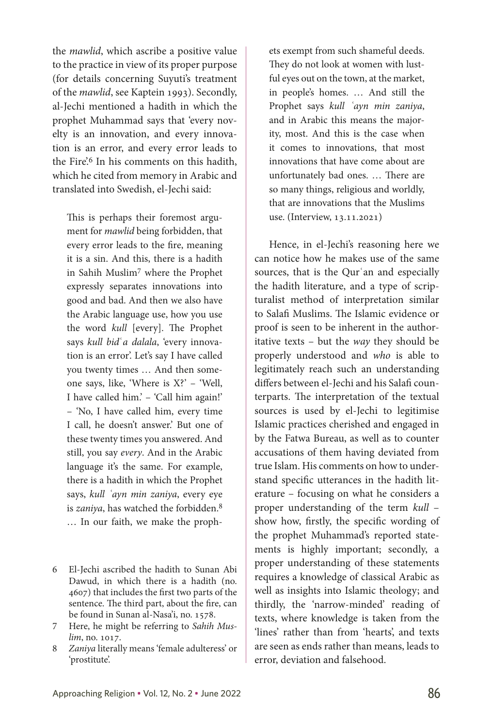the *mawlid*, which ascribe a positive value to the practice in view of its proper purpose (for details concerning Suyuti's treatment of the *mawlid*, see Kaptein 1993). Secondly, al-Jechi mentioned a hadith in which the prophet Muhammad says that 'every novelty is an innovation, and every innovation is an error, and every error leads to the Fire'.[6] In his comments on this hadith, which he cited from memory in Arabic and translated into Swedish, el-Jechi said:

> This is perhaps their foremost argument for *mawlid* being forbidden, that every error leads to the fire, meaning it is a sin. And this, there is a hadith in Sahih Muslim[7] where the Prophet expressly separates innovations into good and bad. And then we also have the Arabic language use, how you use the word *kull* [every]. The Prophet says *kull bidʿa dalala*, 'every innovation is an error'. Let's say I have called you twenty times … And then someone says, like, 'Where is X?' – 'Well, I have called him.' – 'Call him again!' – 'No, I have called him, every time I call, he doesn't answer.' But one of these twenty times you answered. And still, you say *every*. And in the Arabic language it's the same. For example, there is a hadith in which the Prophet says, *kull ʿayn min zaniya*, every eye is *zaniya*, has watched the forbidden.[8] … In our faith, we make the prophets exempt from such shameful deeds. They do not look at women with lustful eyes out on the town, at the market, in people's homes. … And still the Prophet says *kull ʿayn min zaniya*, and in Arabic this means the majority, most. And this is the case when it comes to innovations, that most innovations that have come about are unfortunately bad ones. … There are so many things, religious and worldly, that are innovations that the Muslims use. (Interview, 13.11.2021)

Hence, in el-Jechi's reasoning here we can notice how he makes use of the same sources, that is the Qurʿan and especially the hadith literature, and a type of scripturalist method of interpretation similar to Salafi Muslims. The Islamic evidence or proof is seen to be inherent in the authoritative texts – but the *way* they should be properly understood and *who* is able to legitimately reach such an understanding differs between el-Jechi and his Salafi counterparts. The interpretation of the textual sources is used by el-Jechi to legitimise Islamic practices cherished and engaged in by the Fatwa Bureau, as well as to counter accusations of them having deviated from true Islam. His comments on how to understand specific utterances in the hadith literature – focusing on what he considers a proper understanding of the term *kull* – show how, firstly, the specific wording of the prophet Muhammad's reported statements is highly important; secondly, a proper understanding of these statements requires a knowledge of classical Arabic as well as insights into Islamic theology; and thirdly, the 'narrow-minded' reading of texts, where knowledge is taken from the 'lines' rather than from 'hearts', and texts are seen as ends rather than means, leads to error, deviation and falsehood.

---

6 El-Jechi ascribed the hadith to Sunan Abi Dawud, in which there is a hadith (no. 4607) that includes the first two parts of the sentence. The third part, about the fire, can be found in Sunan al-Nasa'i, no. 1578.

7 Here, he might be referring to *Sahih Muslim*, no. 1017.

8 *Zaniya* literally means 'female adulteress' or 'prostitute'.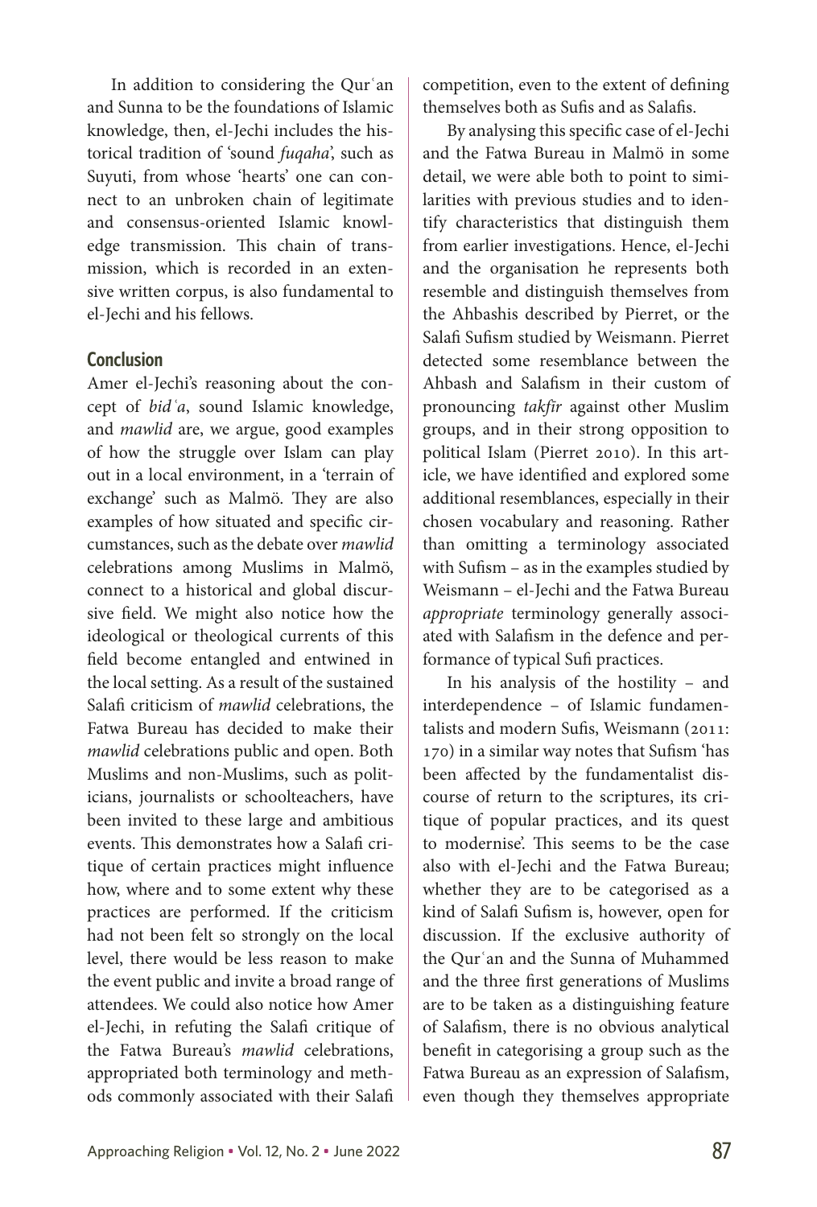In addition to considering the Qurʿan and Sunna to be the foundations of Islamic knowledge, then, el-Jechi includes the historical tradition of 'sound *fuqaha*', such as Suyuti, from whose 'hearts' one can connect to an unbroken chain of legitimate and consensus-oriented Islamic knowledge transmission. This chain of transmission, which is recorded in an extensive written corpus, is also fundamental to el-Jechi and his fellows.

## Conclusion

Amer el-Jechi's reasoning about the concept of *bidʿa*, sound Islamic knowledge, and *mawlid* are, we argue, good examples of how the struggle over Islam can play out in a local environment, in a 'terrain of exchange' such as Malmö. They are also examples of how situated and specific circumstances, such as the debate over *mawlid* celebrations among Muslims in Malmö, connect to a historical and global discursive field. We might also notice how the ideological or theological currents of this field become entangled and entwined in the local setting. As a result of the sustained Salafi criticism of *mawlid* celebrations, the Fatwa Bureau has decided to make their *mawlid* celebrations public and open. Both Muslims and non-Muslims, such as politicians, journalists or schoolteachers, have been invited to these large and ambitious events. This demonstrates how a Salafi critique of certain practices might influence how, where and to some extent why these practices are performed. If the criticism had not been felt so strongly on the local level, there would be less reason to make the event public and invite a broad range of attendees. We could also notice how Amer el-Jechi, in refuting the Salafi critique of the Fatwa Bureau's *mawlid* celebrations, appropriated both terminology and methods commonly associated with their Salafi competition, even to the extent of defining themselves both as Sufis and as Salafis.

By analysing this specific case of el-Jechi and the Fatwa Bureau in Malmö in some detail, we were able both to point to similarities with previous studies and to identify characteristics that distinguish them from earlier investigations. Hence, el-Jechi and the organisation he represents both resemble and distinguish themselves from the Ahbashis described by Pierret, or the Salafi Sufism studied by Weismann. Pierret detected some resemblance between the Ahbash and Salafism in their custom of pronouncing *takfīr* against other Muslim groups, and in their strong opposition to political Islam (Pierret 2010). In this article, we have identified and explored some additional resemblances, especially in their chosen vocabulary and reasoning. Rather than omitting a terminology associated with Sufism – as in the examples studied by Weismann – el-Jechi and the Fatwa Bureau *appropriate* terminology generally associated with Salafism in the defence and performance of typical Sufi practices.

In his analysis of the hostility – and interdependence – of Islamic fundamentalists and modern Sufis, Weismann (2011: 170) in a similar way notes that Sufism 'has been affected by the fundamentalist discourse of return to the scriptures, its critique of popular practices, and its quest to modernise'. This seems to be the case also with el-Jechi and the Fatwa Bureau; whether they are to be categorised as a kind of Salafi Sufism is, however, open for discussion. If the exclusive authority of the Qurʿan and the Sunna of Muhammed and the three first generations of Muslims are to be taken as a distinguishing feature of Salafism, there is no obvious analytical benefit in categorising a group such as the Fatwa Bureau as an expression of Salafism, even though they themselves appropriate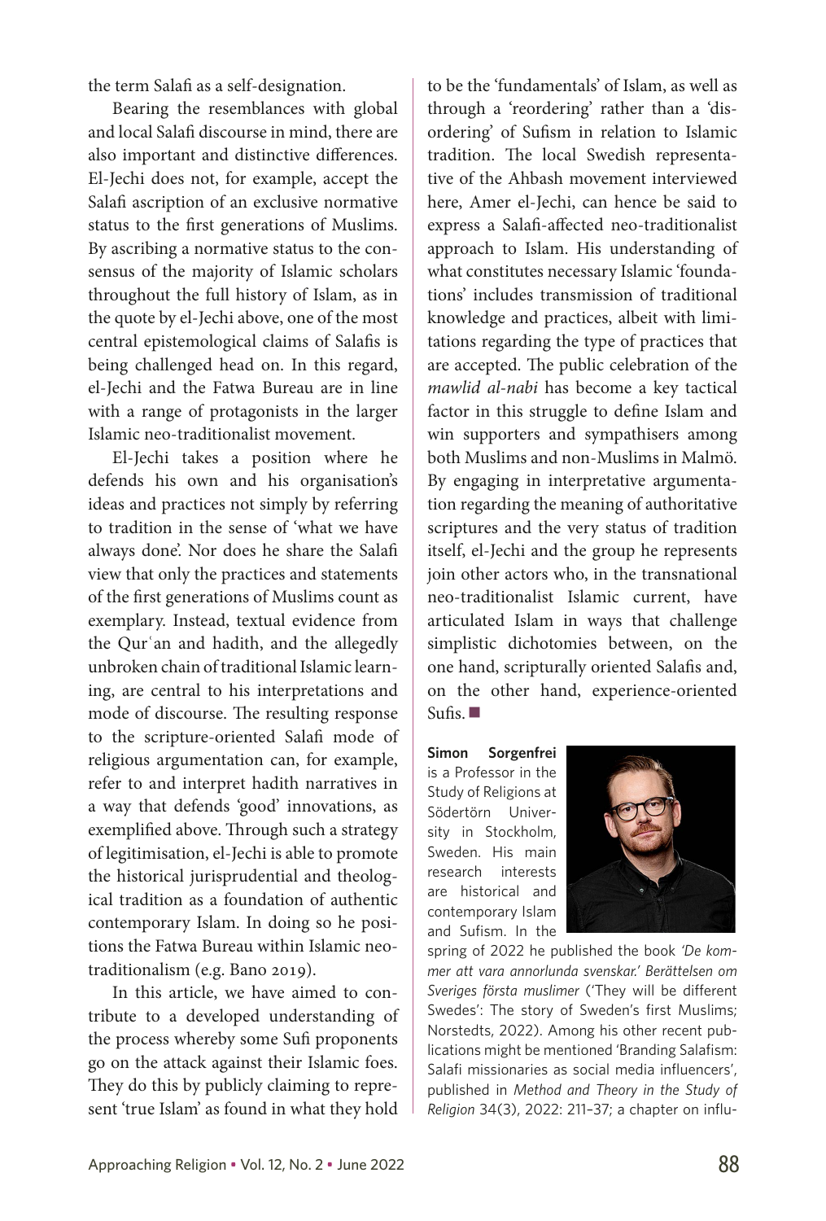the term Salafi as a self-designation.

Bearing the resemblances with global and local Salafi discourse in mind, there are also important and distinctive differences. El-Jechi does not, for example, accept the Salafi ascription of an exclusive normative status to the first generations of Muslims. By ascribing a normative status to the consensus of the majority of Islamic scholars throughout the full history of Islam, as in the quote by el-Jechi above, one of the most central epistemological claims of Salafis is being challenged head on. In this regard, el-Jechi and the Fatwa Bureau are in line with a range of protagonists in the larger Islamic neo-traditionalist movement.

El-Jechi takes a position where he defends his own and his organisation's ideas and practices not simply by referring to tradition in the sense of 'what we have always done'. Nor does he share the Salafi view that only the practices and statements of the first generations of Muslims count as exemplary. Instead, textual evidence from the Qurʾan and hadith, and the allegedly unbroken chain of traditional Islamic learning, are central to his interpretations and mode of discourse. The resulting response to the scripture-oriented Salafi mode of religious argumentation can, for example, refer to and interpret hadith narratives in a way that defends 'good' innovations, as exemplified above. Through such a strategy of legitimisation, el-Jechi is able to promote the historical jurisprudential and theological tradition as a foundation of authentic contemporary Islam. In doing so he positions the Fatwa Bureau within Islamic neo-traditionalism (e.g. Bano 2019).

In this article, we have aimed to contribute to a developed understanding of the process whereby some Sufi proponents go on the attack against their Islamic foes. They do this by publicly claiming to represent 'true Islam' as found in what they hold to be the 'fundamentals' of Islam, as well as through a 'reordering' rather than a 'disordering' of Sufism in relation to Islamic tradition. The local Swedish representative of the Ahbash movement interviewed here, Amer el-Jechi, can hence be said to express a Salafi-affected neo-traditionalist approach to Islam. His understanding of what constitutes necessary Islamic 'foundations' includes transmission of traditional knowledge and practices, albeit with limitations regarding the type of practices that are accepted. The public celebration of the *mawlid al-nabi* has become a key tactical factor in this struggle to define Islam and win supporters and sympathisers among both Muslims and non-Muslims in Malmö. By engaging in interpretative argumentation regarding the meaning of authoritative scriptures and the very status of tradition itself, el-Jechi and the group he represents join other actors who, in the transnational neo-traditionalist Islamic current, have articulated Islam in ways that challenge simplistic dichotomies between, on the one hand, scripturally oriented Salafis and, on the other hand, experience-oriented Sufis. ■

**Simon Sorgenfrei** is a Professor in the Study of Religions at Södertörn University in Stockholm, Sweden. His main research interests are historical and contemporary Islam and Sufism. In the spring of 2022 he published the book *'De kommer att vara annorlunda svenskar.' Berättelsen om Sveriges första muslimer* ('They will be different Swedes': The story of Sweden's first Muslims; Norstedts, 2022). Among his other recent publications might be mentioned 'Branding Salafism: Salafi missionaries as social media influencers', published in *Method and Theory in the Study of Religion* 34(3), 2022: 211–37; a chapter on influ-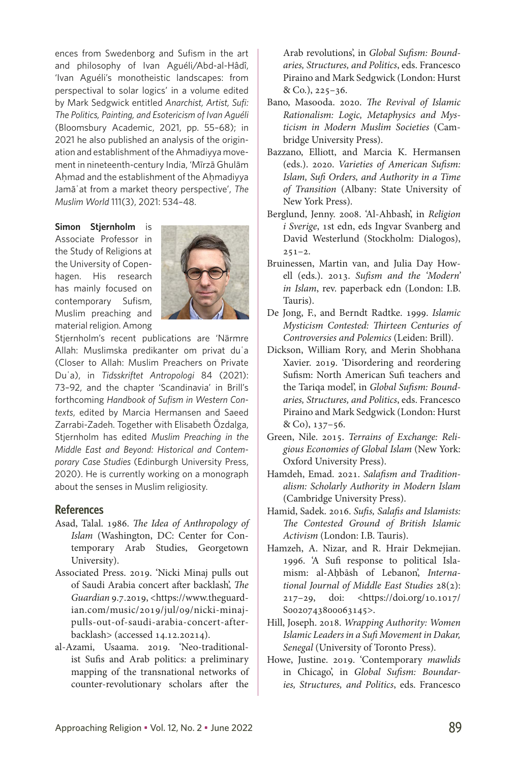ences from Swedenborg and Sufism in the art and philosophy of Ivan Aguéli/Abd-al-Hâdî, 'Ivan Aguéli's monotheistic landscapes: from perspectival to solar logics' in a volume edited by Mark Sedgwick entitled *Anarchist, Artist, Sufi: The Politics, Painting, and Esotericism of Ivan Aguéli* (Bloomsbury Academic, 2021, pp. 55–68); in 2021 he also published an analysis of the origination and establishment of the Ahmadiyya movement in nineteenth-century India, 'Mīrzā Ghulām Aḥmad and the establishment of the Aḥmadiyya Jamāʿat from a market theory perspective', *The Muslim World* 111(3), 2021: 534–48.

**Simon Stjernholm** is Associate Professor in the Study of Religions at the University of Copenhagen. His research has mainly focused on contemporary Sufism, Muslim preaching and material religion. Among Stjernholm's recent publications are 'Närmre Allah: Muslimska predikanter om privat duʿa (Closer to Allah: Muslim Preachers on Private Duʿa), in *Tidsskriftet Antropologi* 84 (2021): 73–92, and the chapter 'Scandinavia' in Brill's forthcoming *Handbook of Sufism in Western Contexts*, edited by Marcia Hermansen and Saeed Zarrabi-Zadeh. Together with Elisabeth Özdalga, Stjernholm has edited *Muslim Preaching in the Middle East and Beyond: Historical and Contemporary Case Studies* (Edinburgh University Press, 2020). He is currently working on a monograph about the senses in Muslim religiosity.

## References

Asad, Talal. 1986. *The Idea of Anthropology of Islam* (Washington, DC: Center for Contemporary Arab Studies, Georgetown University).

Associated Press. 2019. 'Nicki Minaj pulls out of Saudi Arabia concert after backlash', *The Guardian* 9.7.2019, <https://www.theguardian.com/music/2019/jul/09/nicki-minaj-pulls-out-of-saudi-arabia-concert-after-backlash> (accessed 14.12.20214).

al-Azami, Usaama. 2019. 'Neo-traditionalist Sufis and Arab politics: a preliminary mapping of the transnational networks of counter-revolutionary scholars after the Arab revolutions', in *Global Sufism: Boundaries, Structures, and Politics*, eds. Francesco Piraino and Mark Sedgwick (London: Hurst & Co.), 225–36.

Bano, Masooda. 2020. *The Revival of Islamic Rationalism: Logic, Metaphysics and Mysticism in Modern Muslim Societies* (Cambridge University Press).

Bazzano, Elliott, and Marcia K. Hermansen (eds.). 2020. *Varieties of American Sufism: Islam, Sufi Orders, and Authority in a Time of Transition* (Albany: State University of New York Press).

Berglund, Jenny. 2008. 'Al-Ahbash', in *Religion i Sverige*, 1st edn, eds Ingvar Svanberg and David Westerlund (Stockholm: Dialogos), 251–2.

Bruinessen, Martin van, and Julia Day Howell (eds.). 2013. *Sufism and the 'Modern' in Islam*, rev. paperback edn (London: I.B. Tauris).

De Jong, F., and Berndt Radtke. 1999. *Islamic Mysticism Contested: Thirteen Centuries of Controversies and Polemics* (Leiden: Brill).

Dickson, William Rory, and Merin Shobhana Xavier. 2019. 'Disordering and reordering Sufism: North American Sufi teachers and the Tariqa model', in *Global Sufism: Boundaries, Structures, and Politics*, eds. Francesco Piraino and Mark Sedgwick (London: Hurst & Co), 137–56.

Green, Nile. 2015. *Terrains of Exchange: Religious Economies of Global Islam* (New York: Oxford University Press).

Hamdeh, Emad. 2021. *Salafism and Traditionalism: Scholarly Authority in Modern Islam* (Cambridge University Press).

Hamid, Sadek. 2016. *Sufis, Salafis and Islamists: The Contested Ground of British Islamic Activism* (London: I.B. Tauris).

Hamzeh, A. Nizar, and R. Hrair Dekmejian. 1996. 'A Sufi response to political Islamism: al-Aḥbāsh of Lebanon', *International Journal of Middle East Studies* 28(2): 217–29, doi: <https://doi.org/10.1017/S0020743800063145>.

Hill, Joseph. 2018. *Wrapping Authority: Women Islamic Leaders in a Sufi Movement in Dakar, Senegal* (University of Toronto Press).

Howe, Justine. 2019. 'Contemporary *mawlids* in Chicago', in *Global Sufism: Boundaries, Structures, and Politics*, eds. Francesco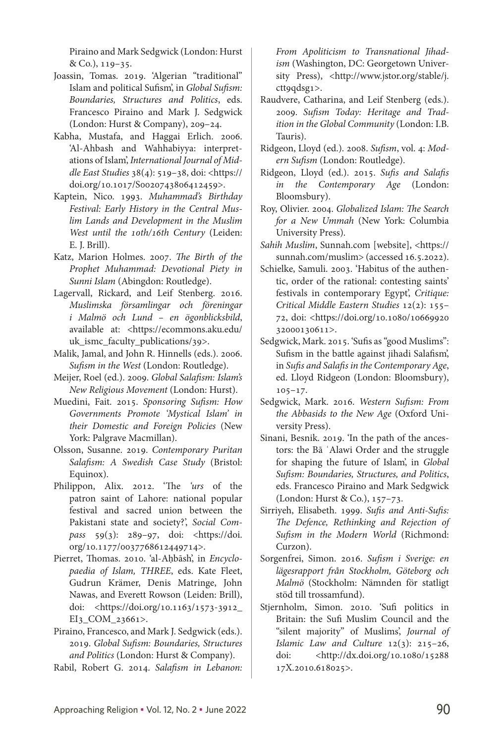Piraino and Mark Sedgwick (London: Hurst & Co.), 119–35.

Joassin, Tomas. 2019. 'Algerian "traditional" Islam and political Sufism', in *Global Sufism: Boundaries, Structures and Politics*, eds. Francesco Piraino and Mark J. Sedgwick (London: Hurst & Company), 209–24.

Kabha, Mustafa, and Haggai Erlich. 2006. 'Al-Ahbash and Wahhabiyya: interpretations of Islam', *International Journal of Middle East Studies* 38(4): 519–38, doi: <https://doi.org/10.1017/S0020743806412459>.

Kaptein, Nico. 1993. *Muhammad's Birthday Festival: Early History in the Central Muslim Lands and Development in the Muslim West until the 10th/16th Century* (Leiden: E. J. Brill).

Katz, Marion Holmes. 2007. *The Birth of the Prophet Muhammad: Devotional Piety in Sunni Islam* (Abingdon: Routledge).

Lagervall, Rickard, and Leif Stenberg. 2016. *Muslimska församlingar och föreningar i Malmö och Lund – en ögonblicksbild*, available at: <https://ecommons.aku.edu/uk_ismc_faculty_publications/39>.

Malik, Jamal, and John R. Hinnells (eds.). 2006. *Sufism in the West* (London: Routledge).

Meijer, Roel (ed.). 2009. *Global Salafism: Islam's New Religious Movement* (London: Hurst).

Muedini, Fait. 2015. *Sponsoring Sufism: How Governments Promote 'Mystical Islam' in their Domestic and Foreign Policies* (New York: Palgrave Macmillan).

Olsson, Susanne. 2019. *Contemporary Puritan Salafism: A Swedish Case Study* (Bristol: Equinox).

Philippon, Alix. 2012. 'The *'urs* of the patron saint of Lahore: national popular festival and sacred union between the Pakistani state and society?', *Social Compass* 59(3): 289–97, doi: <https://doi.org/10.1177/0037768612449714>.

Pierret, Thomas. 2010. 'al-Aḥbāsh', in *Encyclopaedia of Islam, THREE*, eds. Kate Fleet, Gudrun Krämer, Denis Matringe, John Nawas, and Everett Rowson (Leiden: Brill), doi: <https://doi.org/10.1163/1573-3912_EI3_COM_23661>.

Piraino, Francesco, and Mark J. Sedgwick (eds.). 2019. *Global Sufism: Boundaries, Structures and Politics* (London: Hurst & Company).

Rabil, Robert G. 2014. *Salafism in Lebanon: From Apoliticism to Transnational Jihadism* (Washington, DC: Georgetown University Press), <http://www.jstor.org/stable/j.ctt9qdsg1>.

Raudvere, Catharina, and Leif Stenberg (eds.). 2009. *Sufism Today: Heritage and Tradition in the Global Community* (London: I.B. Tauris).

Ridgeon, Lloyd (ed.). 2008. *Sufism*, vol. 4: *Modern Sufism* (London: Routledge).

Ridgeon, Lloyd (ed.). 2015. *Sufis and Salafis in the Contemporary Age* (London: Bloomsbury).

Roy, Olivier. 2004. *Globalized Islam: The Search for a New Ummah* (New York: Columbia University Press).

*Sahih Muslim*, Sunnah.com [website], <https://sunnah.com/muslim> (accessed 16.5.2022).

Schielke, Samuli. 2003. 'Habitus of the authentic, order of the rational: contesting saints' festivals in contemporary Egypt', *Critique: Critical Middle Eastern Studies* 12(2): 155–72, doi: <https://doi.org/10.1080/1066992032000130611>.

Sedgwick, Mark. 2015. 'Sufis as "good Muslims": Sufism in the battle against jihadi Salafism', in *Sufis and Salafis in the Contemporary Age*, ed. Lloyd Ridgeon (London: Bloomsbury), 105–17.

Sedgwick, Mark. 2016. *Western Sufism: From the Abbasids to the New Age* (Oxford University Press).

Sinani, Besnik. 2019. 'In the path of the ancestors: the Bā ʿAlawi Order and the struggle for shaping the future of Islam', in *Global Sufism: Boundaries, Structures, and Politics*, eds. Francesco Piraino and Mark Sedgwick (London: Hurst & Co.), 157–73.

Sirriyeh, Elisabeth. 1999. *Sufis and Anti-Sufis: The Defence, Rethinking and Rejection of Sufism in the Modern World* (Richmond: Curzon).

Sorgenfrei, Simon. 2016. *Sufism i Sverige: en lägesrapport från Stockholm, Göteborg och Malmö* (Stockholm: Nämnden för statligt stöd till trossamfund).

Stjernholm, Simon. 2010. 'Sufi politics in Britain: the Sufi Muslim Council and the "silent majority" of Muslims', *Journal of Islamic Law and Culture* 12(3): 215–26, doi: <http://dx.doi.org/10.1080/1528817X.2010.618025>.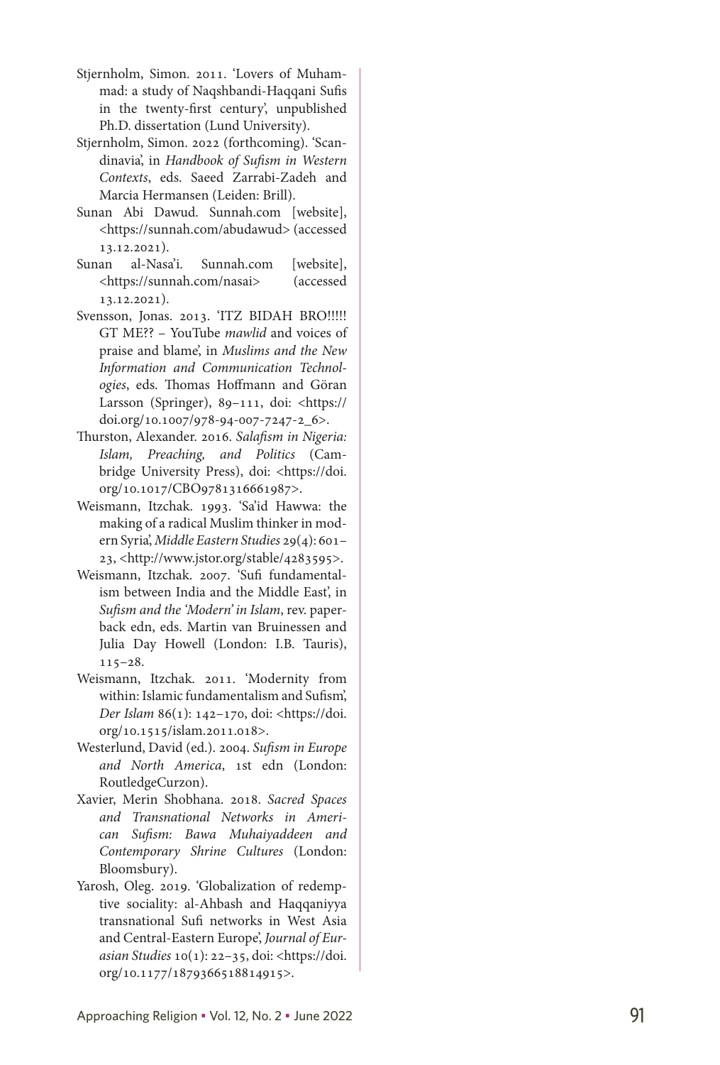Stjernholm, Simon. 2011. 'Lovers of Muhammad: a study of Naqshbandi-Haqqani Sufis in the twenty-first century', unpublished Ph.D. dissertation (Lund University).

Stjernholm, Simon. 2022 (forthcoming). 'Scandinavia', in *Handbook of Sufism in Western Contexts*, eds. Saeed Zarrabi-Zadeh and Marcia Hermansen (Leiden: Brill).

Sunan Abi Dawud. Sunnah.com [website], <https://sunnah.com/abudawud> (accessed 13.12.2021).

Sunan al-Nasa'i. Sunnah.com [website], <https://sunnah.com/nasai> (accessed 13.12.2021).

Svensson, Jonas. 2013. 'ITZ BIDAH BRO!!!!! GT ME?? – YouTube *mawlid* and voices of praise and blame', in *Muslims and the New Information and Communication Technologies*, eds. Thomas Hoffmann and Göran Larsson (Springer), 89–111, doi: <https://doi.org/10.1007/978-94-007-7247-2_6>.

Thurston, Alexander. 2016. *Salafism in Nigeria: Islam, Preaching, and Politics* (Cambridge University Press), doi: <https://doi.org/10.1017/CBO9781316661987>.

Weismann, Itzchak. 1993. 'Sa'id Hawwa: the making of a radical Muslim thinker in modern Syria', *Middle Eastern Studies* 29(4): 601–23, <http://www.jstor.org/stable/4283595>.

Weismann, Itzchak. 2007. 'Sufi fundamentalism between India and the Middle East', in *Sufism and the 'Modern' in Islam*, rev. paperback edn, eds. Martin van Bruinessen and Julia Day Howell (London: I.B. Tauris), 115–28.

Weismann, Itzchak. 2011. 'Modernity from within: Islamic fundamentalism and Sufism', *Der Islam* 86(1): 142–170, doi: <https://doi.org/10.1515/islam.2011.018>.

Westerlund, David (ed.). 2004. *Sufism in Europe and North America*, 1st edn (London: RoutledgeCurzon).

Xavier, Merin Shobhana. 2018. *Sacred Spaces and Transnational Networks in American Sufism: Bawa Muhaiyaddeen and Contemporary Shrine Cultures* (London: Bloomsbury).

Yarosh, Oleg. 2019. 'Globalization of redemptive sociality: al-Ahbash and Haqqaniyya transnational Sufi networks in West Asia and Central-Eastern Europe', *Journal of Eurasian Studies* 10(1): 22–35, doi: <https://doi.org/10.1177/1879366518814915>.